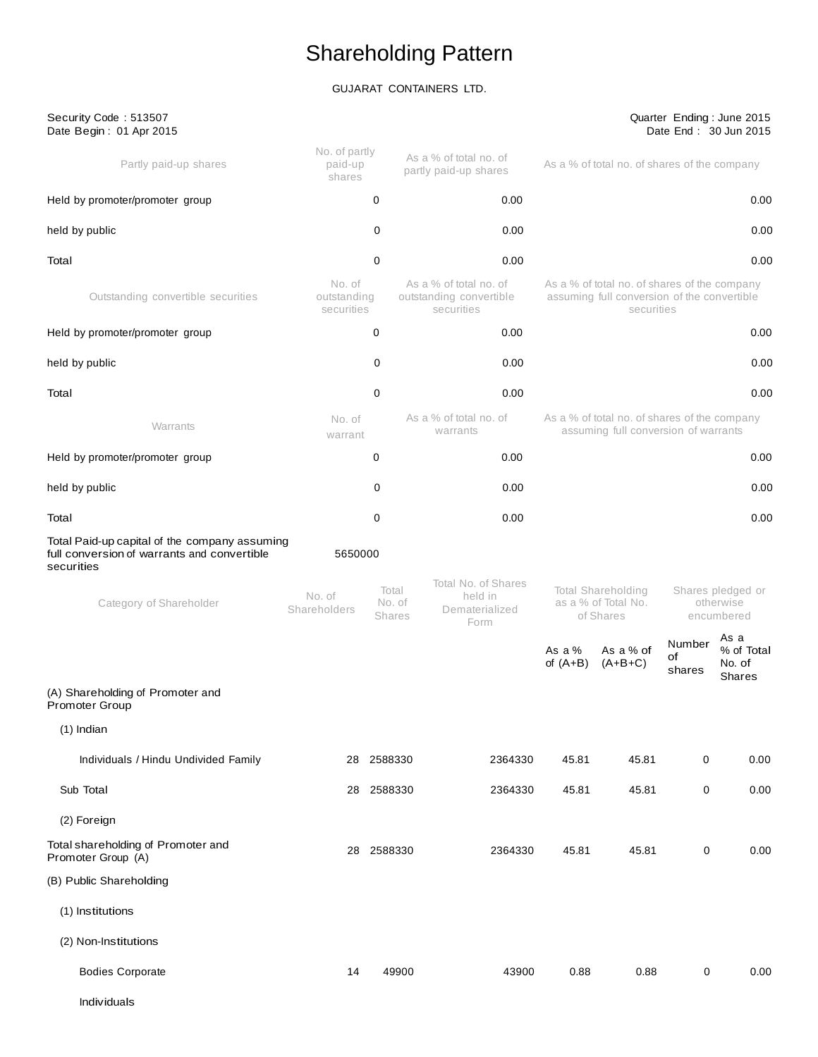# Shareholding Pattern

GUJARAT CONTAINERS LTD.

Security Code : 513507
Date Begin : 01 Apr 2015

Quarter Ending : June 2015
Date End : 30 Jun 2015

| Partly paid-up shares | No. of partly paid-up shares | As a % of total no. of partly paid-up shares | As a % of total no. of shares of the company |
|---|---|---|---|
| Held by promoter/promoter group | 0 | 0.00 | 0.00 |
| held by public | 0 | 0.00 | 0.00 |
| Total | 0 | 0.00 | 0.00 |

| Outstanding convertible securities | No. of outstanding securities | As a % of total no. of outstanding convertible securities | As a % of total no. of shares of the company assuming full conversion of the convertible securities |
|---|---|---|---|
| Held by promoter/promoter group | 0 | 0.00 | 0.00 |
| held by public | 0 | 0.00 | 0.00 |
| Total | 0 | 0.00 | 0.00 |

| Warrants | No. of warrant | As a % of total no. of warrants | As a % of total no. of shares of the company assuming full conversion of warrants |
|---|---|---|---|
| Held by promoter/promoter group | 0 | 0.00 | 0.00 |
| held by public | 0 | 0.00 | 0.00 |
| Total | 0 | 0.00 | 0.00 |

| Total Paid-up capital of the company assuming full conversion of warrants and convertible securities | 5650000 |
|---|---|

| Category of Shareholder | No. of Shareholders | Total No. of Shares | Total No. of Shares held in Dematerialized Form | Total Shareholding as a % of Total No. of Shares | | Shares pledged or otherwise encumbered | |
|---|---|---|---|---|---|---|---|
| | | | | As a % of (A+B) | As a % of (A+B+C) | Number of shares | As a % of Total No. of Shares |
| (A) Shareholding of Promoter and Promoter Group | | | | | | | |
| (1) Indian | | | | | | | |
| Individuals / Hindu Undivided Family | 28 | 2588330 | 2364330 | 45.81 | 45.81 | 0 | 0.00 |
| Sub Total | 28 | 2588330 | 2364330 | 45.81 | 45.81 | 0 | 0.00 |
| (2) Foreign | | | | | | | |
| Total shareholding of Promoter and Promoter Group (A) | 28 | 2588330 | 2364330 | 45.81 | 45.81 | 0 | 0.00 |
| (B) Public Shareholding | | | | | | | |
| (1) Institutions | | | | | | | |
| (2) Non-Institutions | | | | | | | |
| Bodies Corporate | 14 | 49900 | 43900 | 0.88 | 0.88 | 0 | 0.00 |
| Individuals | | | | | | | |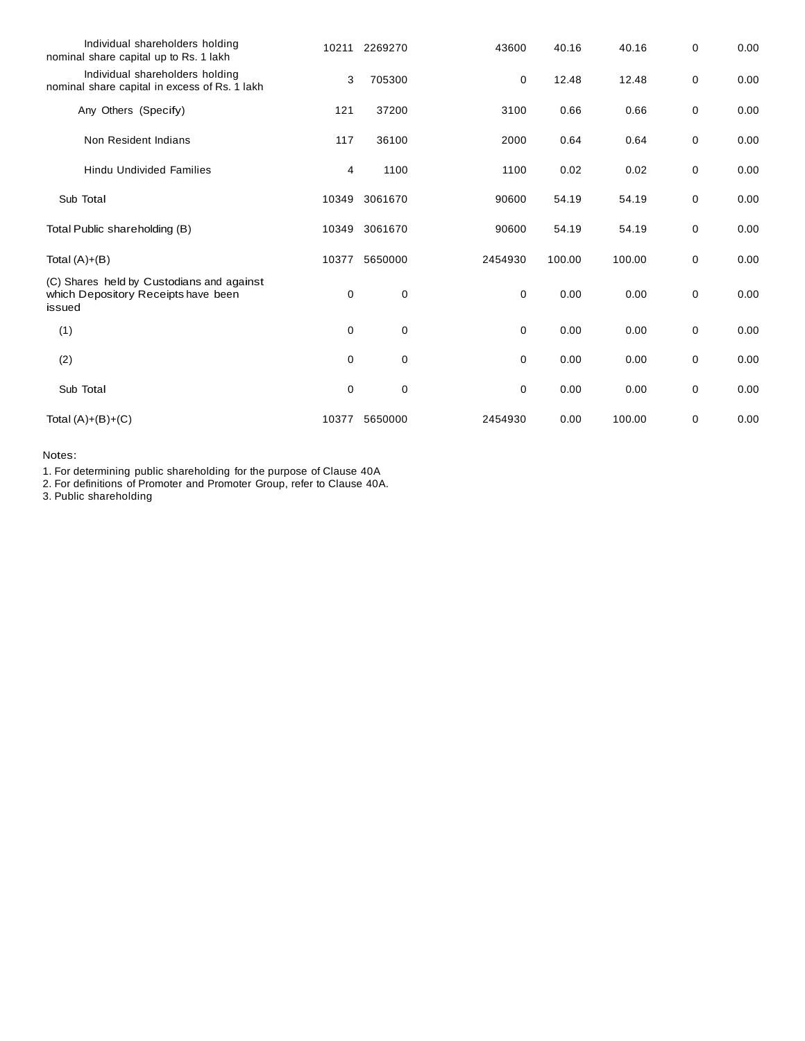| | | | | | | | |
|---|---|---|---|---|---|---|---|
| Individual shareholders holding nominal share capital up to Rs. 1 lakh | 10211 | 2269270 | 43600 | 40.16 | 40.16 | 0 | 0.00 |
| Individual shareholders holding nominal share capital in excess of Rs. 1 lakh | 3 | 705300 | 0 | 12.48 | 12.48 | 0 | 0.00 |
| Any Others (Specify) | 121 | 37200 | 3100 | 0.66 | 0.66 | 0 | 0.00 |
| Non Resident Indians | 117 | 36100 | 2000 | 0.64 | 0.64 | 0 | 0.00 |
| Hindu Undivided Families | 4 | 1100 | 1100 | 0.02 | 0.02 | 0 | 0.00 |
| Sub Total | 10349 | 3061670 | 90600 | 54.19 | 54.19 | 0 | 0.00 |
| Total Public shareholding (B) | 10349 | 3061670 | 90600 | 54.19 | 54.19 | 0 | 0.00 |
| Total (A)+(B) | 10377 | 5650000 | 2454930 | 100.00 | 100.00 | 0 | 0.00 |
| (C) Shares held by Custodians and against which Depository Receipts have been issued | 0 | 0 | 0 | 0.00 | 0.00 | 0 | 0.00 |
| (1) | 0 | 0 | 0 | 0.00 | 0.00 | 0 | 0.00 |
| (2) | 0 | 0 | 0 | 0.00 | 0.00 | 0 | 0.00 |
| Sub Total | 0 | 0 | 0 | 0.00 | 0.00 | 0 | 0.00 |
| Total (A)+(B)+(C) | 10377 | 5650000 | 2454930 | 0.00 | 100.00 | 0 | 0.00 |

Notes:

1. For determining public shareholding for the purpose of Clause 40A
2. For definitions of Promoter and Promoter Group, refer to Clause 40A.
3. Public shareholding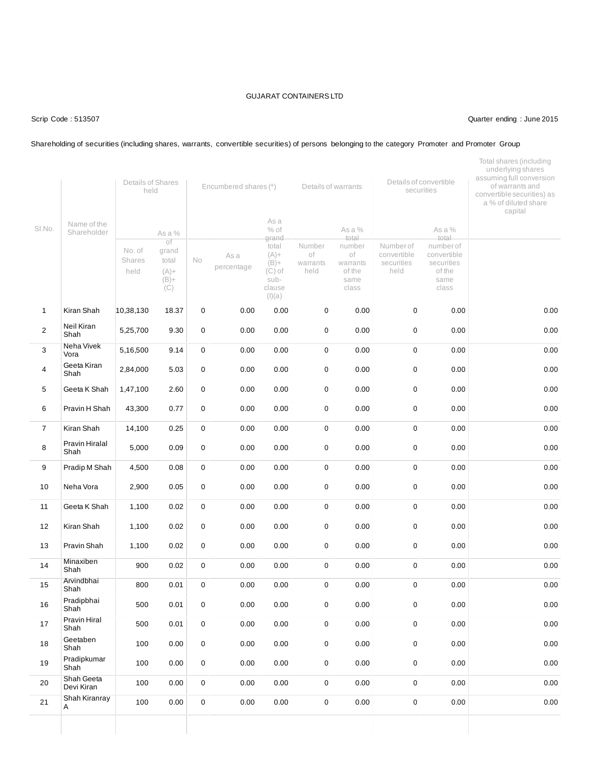GUJARAT CONTAINERS LTD

Scrip Code : 513507

Quarter ending : June 2015

Shareholding of securities (including shares, warrants, convertible securities) of persons belonging to the category Promoter and Promoter Group

| Sl.No. | Name of the Shareholder | Details of Shares held | | Encumbered shares (*) | | | Details of warrants | | Details of convertible securities | | Total shares (including underlying shares assuming full conversion of warrants and convertible securities) as a % of diluted share capital |
|---|---|---|---|---|---|---|---|---|---|---|---|
| | | No. of Shares held | As a % of grand total (A)+(B)+(C) | No | As a percentage | As a % of grand total (A)+(B)+(C) of sub-clause (I)(a) | Number of warrants held | As a % total number of warrants of the same class | Number of convertible securities held | As a % total number of convertible securities of the same class | |
| 1 | Kiran Shah | 10,38,130 | 18.37 | 0 | 0.00 | 0.00 | 0 | 0.00 | 0 | 0.00 | 0.00 |
| 2 | Neil Kiran Shah | 5,25,700 | 9.30 | 0 | 0.00 | 0.00 | 0 | 0.00 | 0 | 0.00 | 0.00 |
| 3 | Neha Vivek Vora | 5,16,500 | 9.14 | 0 | 0.00 | 0.00 | 0 | 0.00 | 0 | 0.00 | 0.00 |
| 4 | Geeta Kiran Shah | 2,84,000 | 5.03 | 0 | 0.00 | 0.00 | 0 | 0.00 | 0 | 0.00 | 0.00 |
| 5 | Geeta K Shah | 1,47,100 | 2.60 | 0 | 0.00 | 0.00 | 0 | 0.00 | 0 | 0.00 | 0.00 |
| 6 | Pravin H Shah | 43,300 | 0.77 | 0 | 0.00 | 0.00 | 0 | 0.00 | 0 | 0.00 | 0.00 |
| 7 | Kiran Shah | 14,100 | 0.25 | 0 | 0.00 | 0.00 | 0 | 0.00 | 0 | 0.00 | 0.00 |
| 8 | Pravin Hiralal Shah | 5,000 | 0.09 | 0 | 0.00 | 0.00 | 0 | 0.00 | 0 | 0.00 | 0.00 |
| 9 | Pradip M Shah | 4,500 | 0.08 | 0 | 0.00 | 0.00 | 0 | 0.00 | 0 | 0.00 | 0.00 |
| 10 | Neha Vora | 2,900 | 0.05 | 0 | 0.00 | 0.00 | 0 | 0.00 | 0 | 0.00 | 0.00 |
| 11 | Geeta K Shah | 1,100 | 0.02 | 0 | 0.00 | 0.00 | 0 | 0.00 | 0 | 0.00 | 0.00 |
| 12 | Kiran Shah | 1,100 | 0.02 | 0 | 0.00 | 0.00 | 0 | 0.00 | 0 | 0.00 | 0.00 |
| 13 | Pravin Shah | 1,100 | 0.02 | 0 | 0.00 | 0.00 | 0 | 0.00 | 0 | 0.00 | 0.00 |
| 14 | Minaxiben Shah | 900 | 0.02 | 0 | 0.00 | 0.00 | 0 | 0.00 | 0 | 0.00 | 0.00 |
| 15 | Arvindbhai Shah | 800 | 0.01 | 0 | 0.00 | 0.00 | 0 | 0.00 | 0 | 0.00 | 0.00 |
| 16 | Pradipbhai Shah | 500 | 0.01 | 0 | 0.00 | 0.00 | 0 | 0.00 | 0 | 0.00 | 0.00 |
| 17 | Pravin Hiral Shah | 500 | 0.01 | 0 | 0.00 | 0.00 | 0 | 0.00 | 0 | 0.00 | 0.00 |
| 18 | Geetaben Shah | 100 | 0.00 | 0 | 0.00 | 0.00 | 0 | 0.00 | 0 | 0.00 | 0.00 |
| 19 | Pradipkumar Shah | 100 | 0.00 | 0 | 0.00 | 0.00 | 0 | 0.00 | 0 | 0.00 | 0.00 |
| 20 | Shah Geeta Devi Kiran | 100 | 0.00 | 0 | 0.00 | 0.00 | 0 | 0.00 | 0 | 0.00 | 0.00 |
| 21 | Shah Kiranray A | 100 | 0.00 | 0 | 0.00 | 0.00 | 0 | 0.00 | 0 | 0.00 | 0.00 |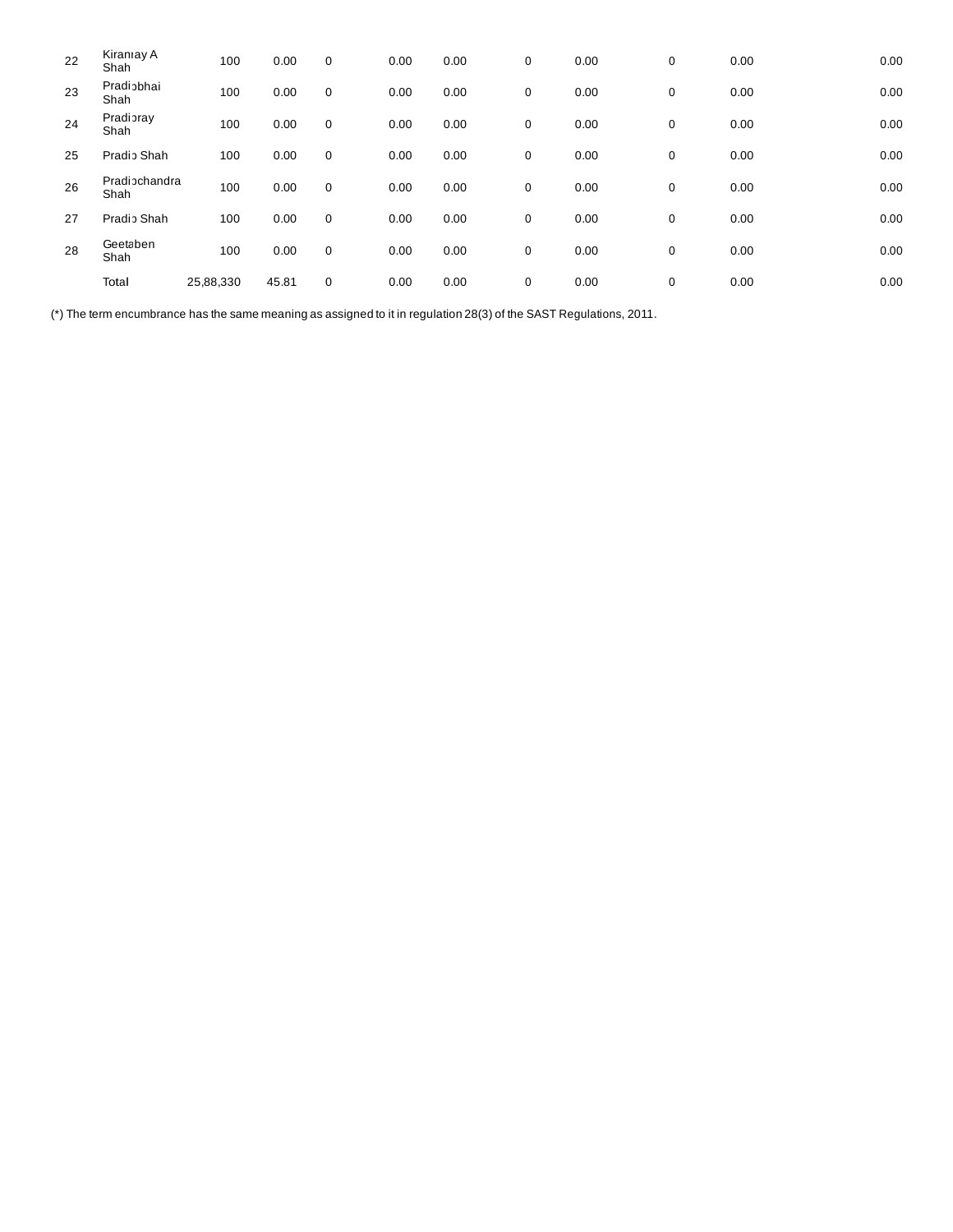| | | | | | | | | | | | |
|---|---|---|---|---|---|---|---|---|---|---|---|
| 22 | Kiranray A Shah | 100 | 0.00 | 0 | 0.00 | 0.00 | 0 | 0.00 | 0 | 0.00 | 0.00 |
| 23 | Pradipbhai Shah | 100 | 0.00 | 0 | 0.00 | 0.00 | 0 | 0.00 | 0 | 0.00 | 0.00 |
| 24 | Pradipray Shah | 100 | 0.00 | 0 | 0.00 | 0.00 | 0 | 0.00 | 0 | 0.00 | 0.00 |
| 25 | Pradip Shah | 100 | 0.00 | 0 | 0.00 | 0.00 | 0 | 0.00 | 0 | 0.00 | 0.00 |
| 26 | Pradipchandra Shah | 100 | 0.00 | 0 | 0.00 | 0.00 | 0 | 0.00 | 0 | 0.00 | 0.00 |
| 27 | Pradip Shah | 100 | 0.00 | 0 | 0.00 | 0.00 | 0 | 0.00 | 0 | 0.00 | 0.00 |
| 28 | Geetaben Shah | 100 | 0.00 | 0 | 0.00 | 0.00 | 0 | 0.00 | 0 | 0.00 | 0.00 |
| | Total | 25,88,330 | 45.81 | 0 | 0.00 | 0.00 | 0 | 0.00 | 0 | 0.00 | 0.00 |

(*) The term encumbrance has the same meaning as assigned to it in regulation 28(3) of the SAST Regulations, 2011.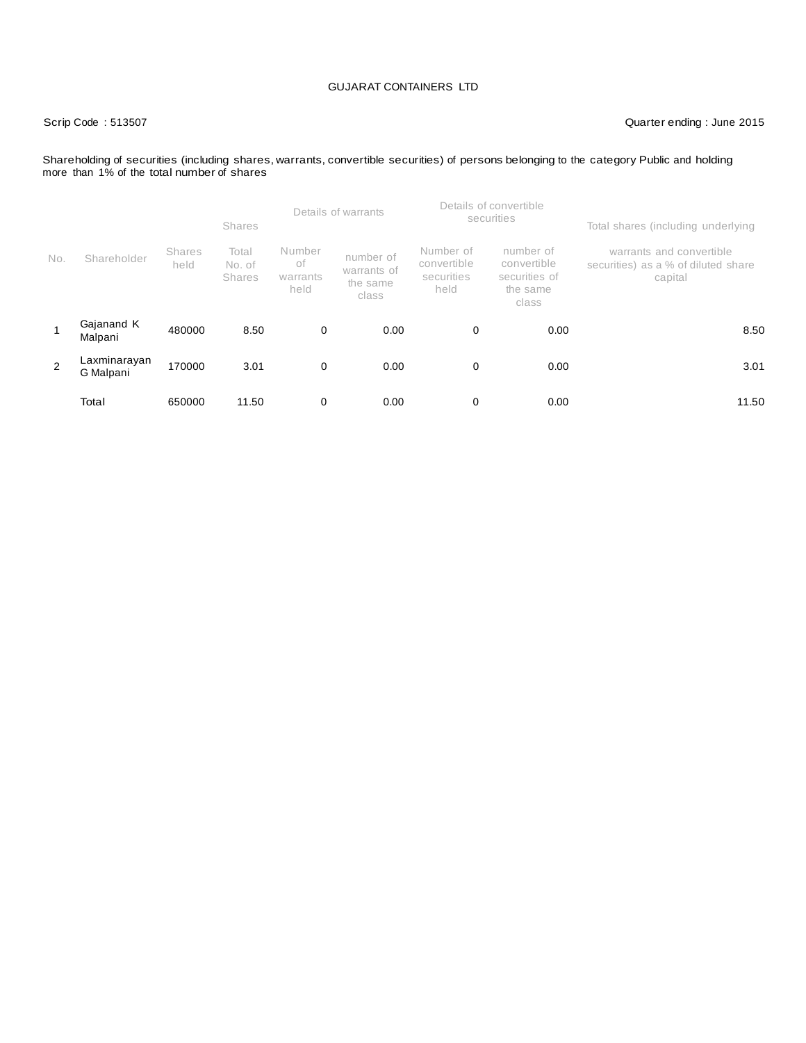GUJARAT CONTAINERS LTD

Scrip Code : 513507

Quarter ending : June 2015

Shareholding of securities (including shares, warrants, convertible securities) of persons belonging to the category Public and holding more than 1% of the total number of shares

| No. | Shareholder | Shares | | Details of warrants | | Details of convertible securities | | Total shares (including underlying warrants and convertible securities) as a % of diluted share capital |
|---|---|---|---|---|---|---|---|---|
| | | Shares held | Total No. of Shares | Number of warrants held | number of warrants of the same class | Number of convertible securities held | number of convertible securities of the same class | |
| 1 | Gajanand K Malpani | 480000 | 8.50 | 0 | 0.00 | 0 | 0.00 | 8.50 |
| 2 | Laxminarayan G Malpani | 170000 | 3.01 | 0 | 0.00 | 0 | 0.00 | 3.01 |
| | Total | 650000 | 11.50 | 0 | 0.00 | 0 | 0.00 | 11.50 |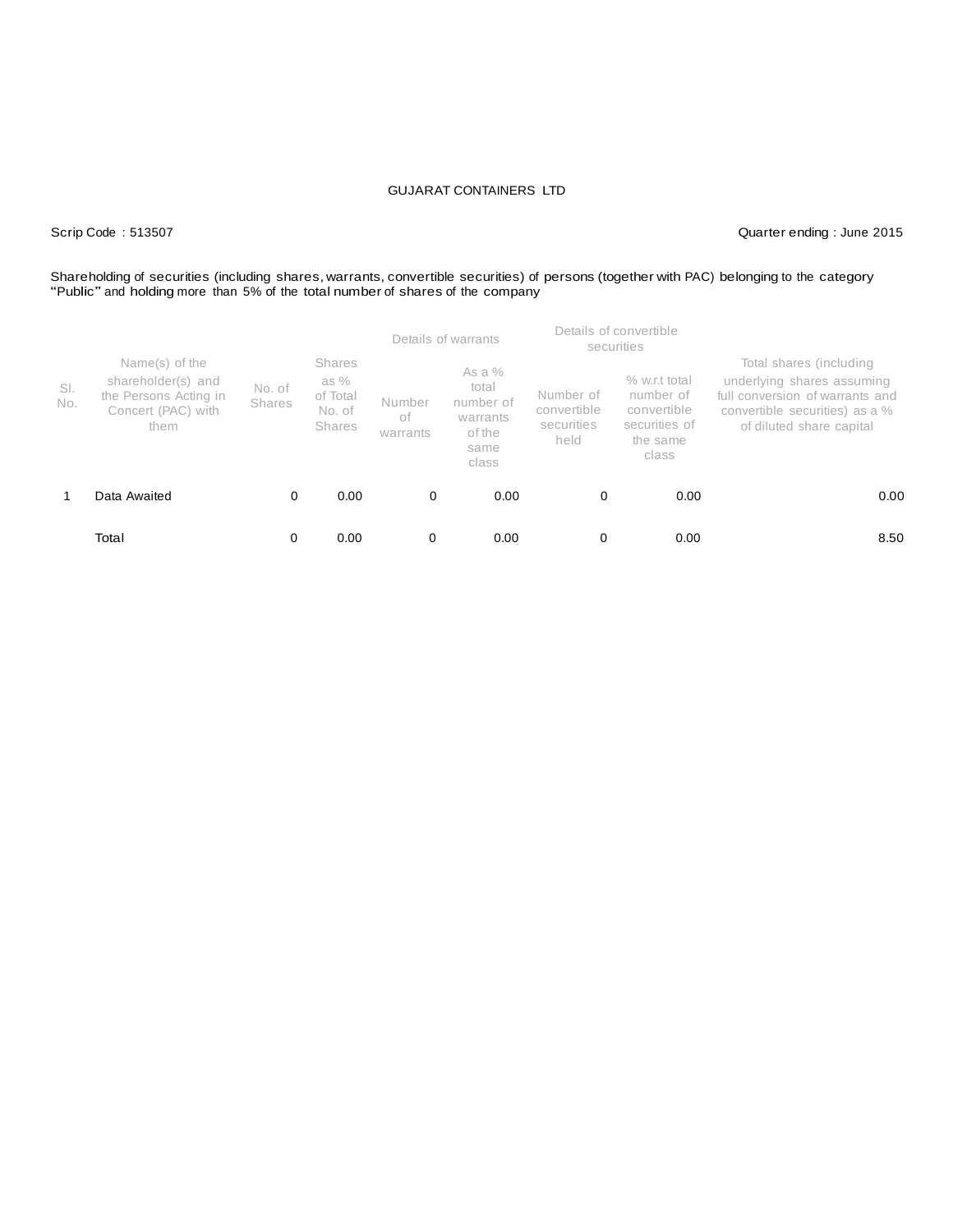GUJARAT CONTAINERS LTD

Scrip Code : 513507

Quarter ending : June 2015

Shareholding of securities (including shares, warrants, convertible securities) of persons (together with PAC) belonging to the category "Public" and holding more than 5% of the total number of shares of the company

| Sl. No. | Name(s) of the shareholder(s) and the Persons Acting in Concert (PAC) with them | No. of Shares | Shares as % of Total No. of Shares | Details of warrants | | Details of convertible securities | | Total shares (including underlying shares assuming full conversion of warrants and convertible securities) as a % of diluted share capital |
|---|---|---|---|---|---|---|---|---|
| | | | | Number of warrants | As a % total number of warrants of the same class | Number of convertible securities held | % w.r.t total number of convertible securities of the same class | |
| 1 | Data Awaited | 0 | 0.00 | 0 | 0.00 | 0 | 0.00 | 0.00 |
| | Total | 0 | 0.00 | 0 | 0.00 | 0 | 0.00 | 8.50 |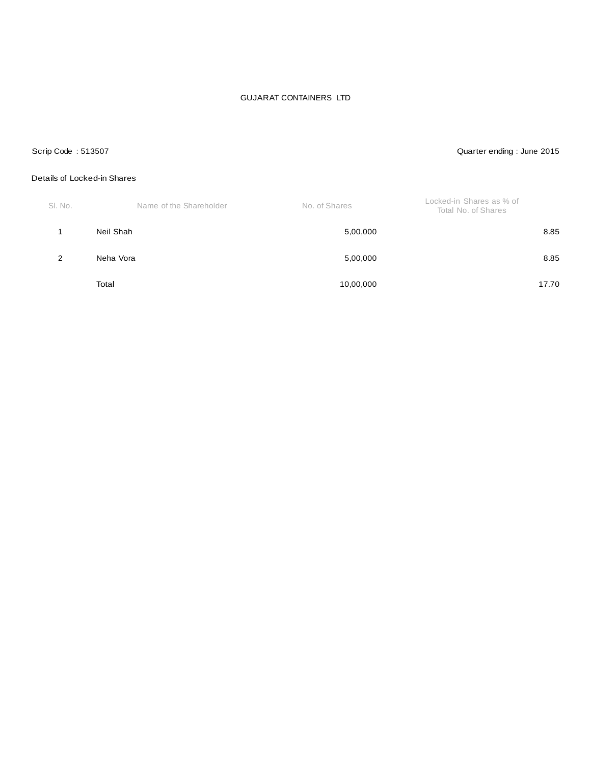GUJARAT CONTAINERS LTD

Scrip Code : 513507

Quarter ending : June 2015

Details of Locked-in Shares

| Sl. No. | Name of the Shareholder | No. of Shares | Locked-in Shares as % of Total No. of Shares |
|---|---|---|---|
| 1 | Neil Shah | 5,00,000 | 8.85 |
| 2 | Neha Vora | 5,00,000 | 8.85 |
| | Total | 10,00,000 | 17.70 |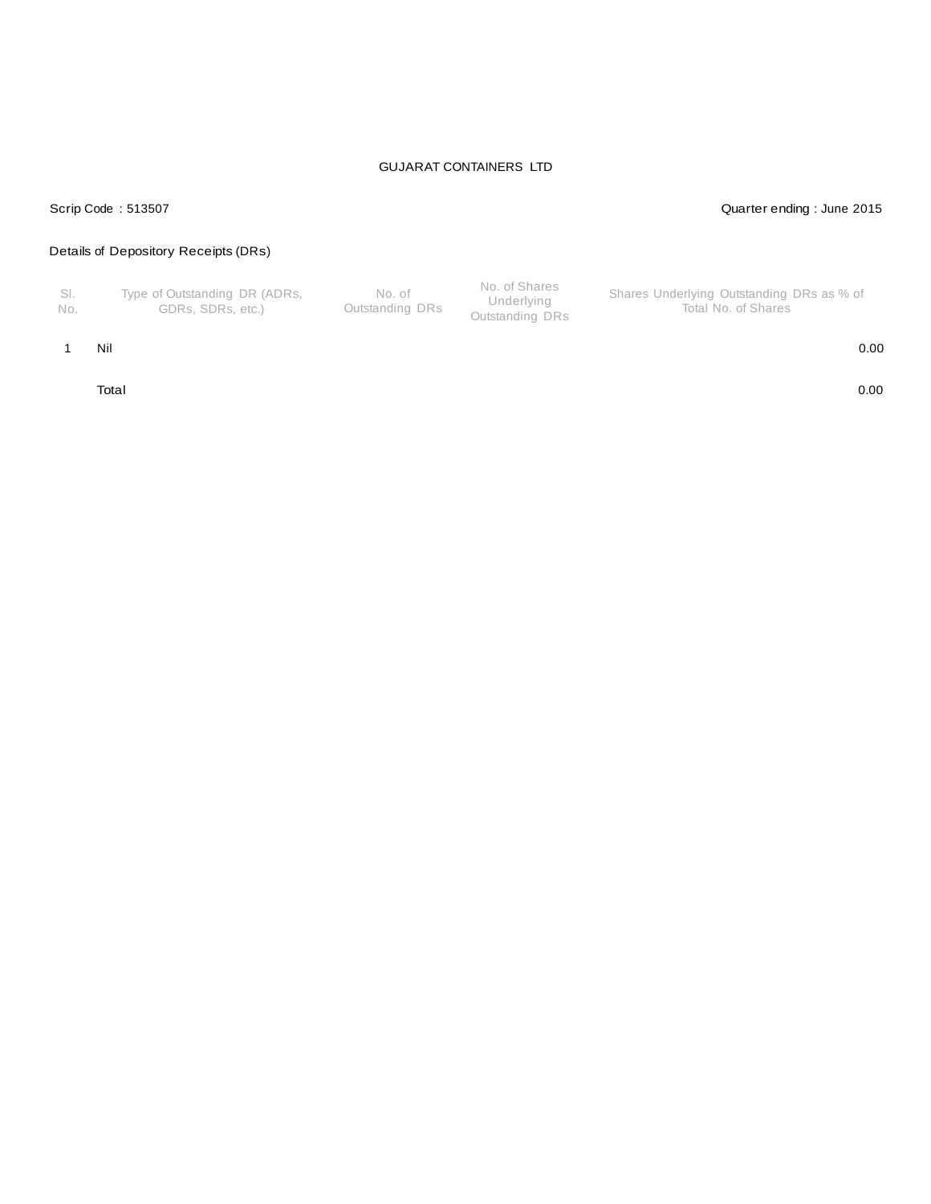GUJARAT CONTAINERS LTD

Scrip Code : 513507

Quarter ending : June 2015

Details of Depository Receipts (DRs)

| Sl. No. | Type of Outstanding DR (ADRs, GDRs, SDRs, etc.) | No. of Outstanding DRs | No. of Shares Underlying Outstanding DRs | Shares Underlying Outstanding DRs as % of Total No. of Shares |
|---|---|---|---|---|
| 1 | Nil | | | 0.00 |
| | Total | | | 0.00 |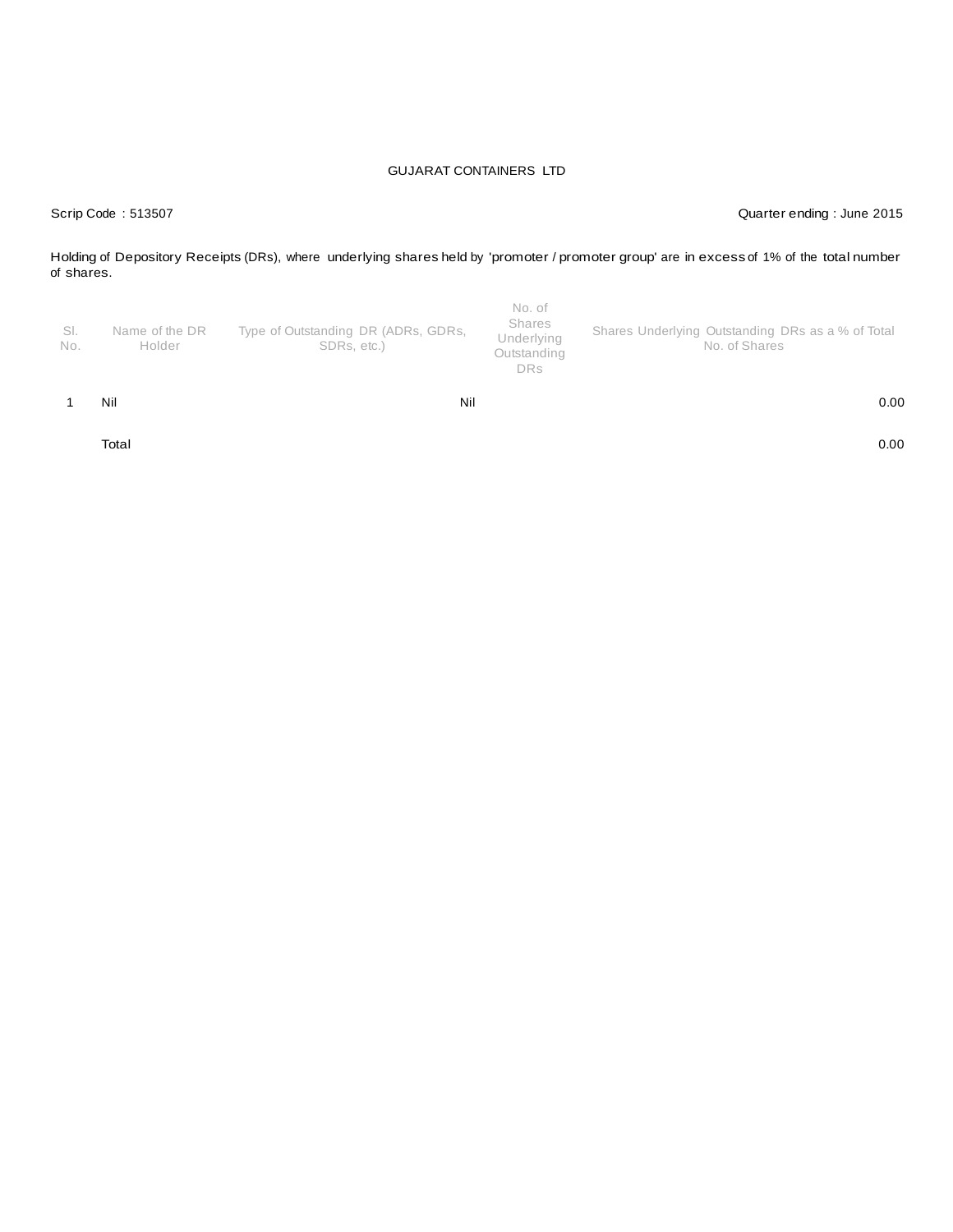GUJARAT CONTAINERS LTD

Scrip Code : 513507

Quarter ending : June 2015

Holding of Depository Receipts (DRs), where underlying shares held by 'promoter / promoter group' are in excess of 1% of the total number of shares.

| Sl. No. | Name of the DR Holder | Type of Outstanding DR (ADRs, GDRs, SDRs, etc.) | No. of Shares Underlying Outstanding DRs | Shares Underlying Outstanding DRs as a % of Total No. of Shares |
|---|---|---|---|---|
| 1 | Nil | Nil | | 0.00 |
| | Total | | | 0.00 |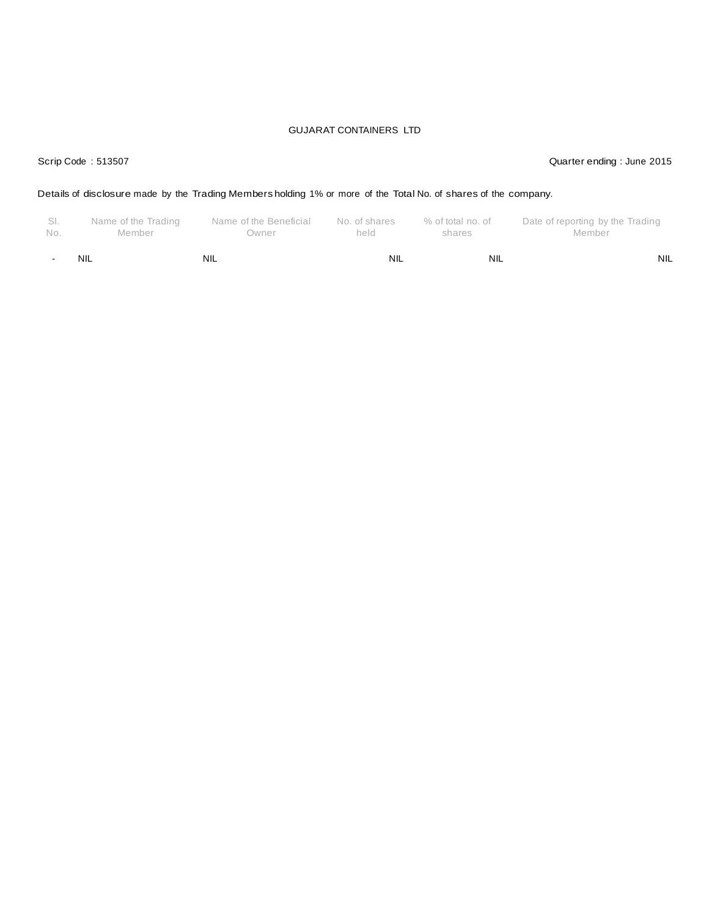GUJARAT CONTAINERS LTD

Scrip Code : 513507

Quarter ending : June 2015

Details of disclosure made by the Trading Members holding 1% or more of the Total No. of shares of the company.

| Sl. No. | Name of the Trading Member | Name of the Beneficial Owner | No. of shares held | % of total no. of shares | Date of reporting by the Trading Member |
|---|---|---|---|---|---|
| - | NIL | NIL | NIL | NIL | NIL |